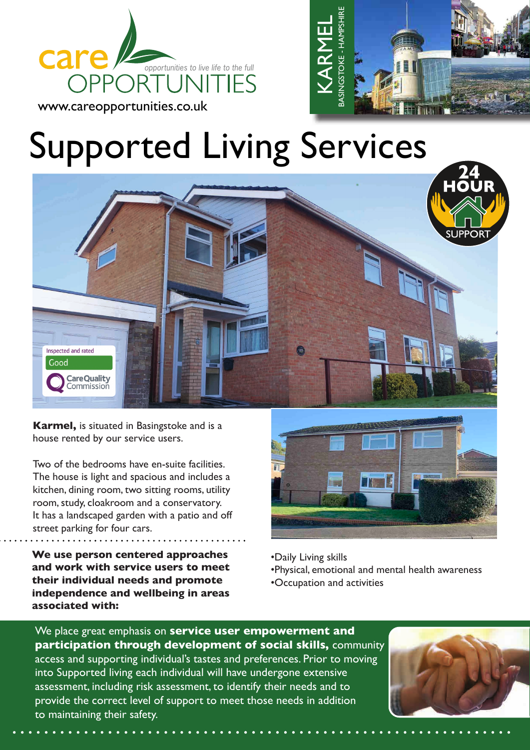care OPPORTUNITIES

*opportunities to live life to the full*

www.careopportunities.co.uk

KARMEL

BASINGSTOKE - HAMPSHIRE

# Supported Living Services

24 HOUR SUPPORT

Inspected and rated Good — CareQuality Commission

**Karmel,** is situated in Basingstoke and is a house rented by our service users.

Two of the bedrooms have en-suite facilities. The house is light and spacious and includes a kitchen, dining room, two sitting rooms, utility room, study, cloakroom and a conservatory. It has a landscaped garden with a patio and off street parking for four cars.

**We use person centered approaches and work with service users to meet their individual needs and promote independence and wellbeing in areas associated with:**

- Daily Living skills
- Physical, emotional and mental health awareness
- Occupation and activities

We place great emphasis on **service user empowerment and participation through development of social skills,** community access and supporting individual's tastes and preferences. Prior to moving into Supported living each individual will have undergone extensive assessment, including risk assessment, to identify their needs and to provide the correct level of support to meet those needs in addition to maintaining their safety.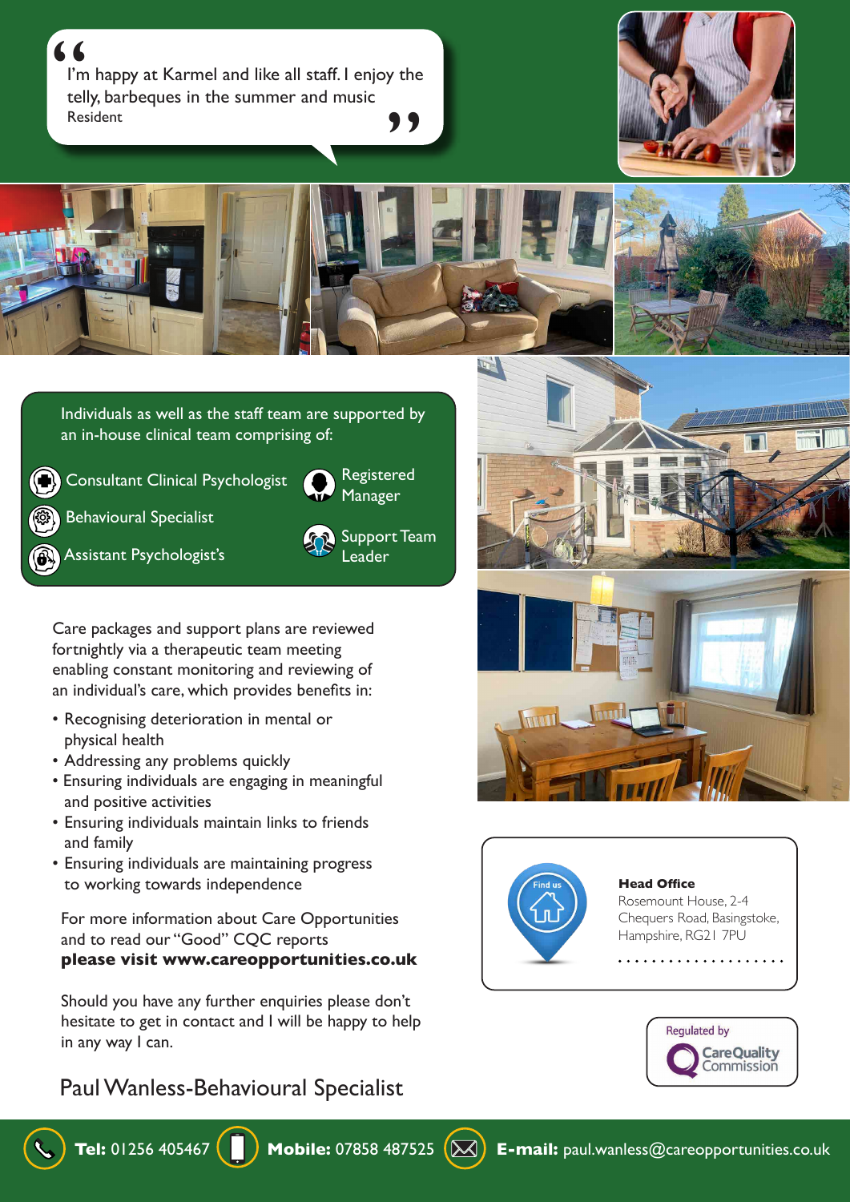> "I'm happy at Karmel and like all staff. I enjoy the telly, barbeques in the summer and music"
>
> Resident

Individuals as well as the staff team are supported by an in-house clinical team comprising of:

- Consultant Clinical Psychologist
- Behavioural Specialist
- Assistant Psychologist's
- Registered Manager
- Support Team Leader

Care packages and support plans are reviewed fortnightly via a therapeutic team meeting enabling constant monitoring and reviewing of an individual's care, which provides benefits in:

- Recognising deterioration in mental or physical health
- Addressing any problems quickly
- Ensuring individuals are engaging in meaningful and positive activities
- Ensuring individuals maintain links to friends and family
- Ensuring individuals are maintaining progress to working towards independence

For more information about Care Opportunities and to read our "Good" CQC reports
**please visit www.careopportunities.co.uk**

Should you have any further enquiries please don't hesitate to get in contact and I will be happy to help in any way I can.

Paul Wanless-Behavioural Specialist

Find us

**Head Office**
Rosemount House, 2-4
Chequers Road, Basingstoke,
Hampshire, RG21 7PU

Regulated by
CareQuality Commission

**Tel:** 01256 405467 **Mobile:** 07858 487525 **E-mail:** paul.wanless@careopportunities.co.uk